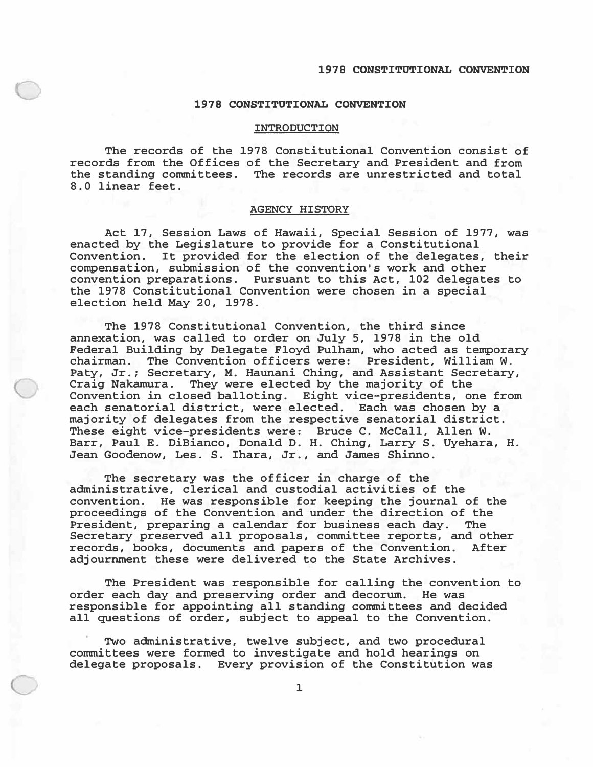# 1978 CONSTITUTIONAL CONVENTION

## INTRODUCTION

The records of the 1978 Constitutional Convention consist of records from the Offices of the Secretary and President and from the standing committees. The records are unrestricted and total 8.0 linear feet.

## AGENCY HISTORY

Act 17, Session Laws of Hawaii, Special Session of 1977, was enacted by the Legislature to provide for a Constitutional Convention. It provided for the election of the delegates, their compensation, submission of the convention's work and other convention preparations. Pursuant to this Act, 102 delegates to the 1978 Constitutional Convention were chosen in a special election held May 20, 1978.

The 1978 Constitutional Convention, the third since annexation, was called to order on July 5, 1978 in the old Federal Building by Delegate Floyd Pulham, who acted as temporary chairman. The Convention officers were: President, William W. Paty, Jr.; Secretary, M. Haunani Ching, and Assistant Secretary, Craig Nakamura. They were elected by the majority of the Convention in closed balloting. Eight vice-presidents, one from each senatorial district, were elected. Each was chosen by a majority of delegates from the respective senatorial district. These eight vice-presidents were: Bruce C. McCall, Allen W. Barr, Paul E. DiBianco, Donald D. H. Ching, Larry S. Uyehara, H. Jean Goodenow, Les. S. Ihara, Jr., and James Shinno.

The secretary was the officer in charge of the administrative, clerical and custodial activities of the convention. He was responsible for keeping the journal of the proceedings of the Convention and under the direction of the President, preparing a calendar for business each day. The Secretary preserved all proposals, committee reports, and other records, books, documents and papers of the Convention. After adjournment these were delivered to the State Archives.

The President was responsible for calling the convention to order each day and preserving order and decorum. He was responsible for appointing all standing committees and decided all questions of order, subject to appeal to the Convention.

Two administrative, twelve subject, and two procedural committees were formed to investigate and hold hearings on delegate proposals. Every provision of the Constitution was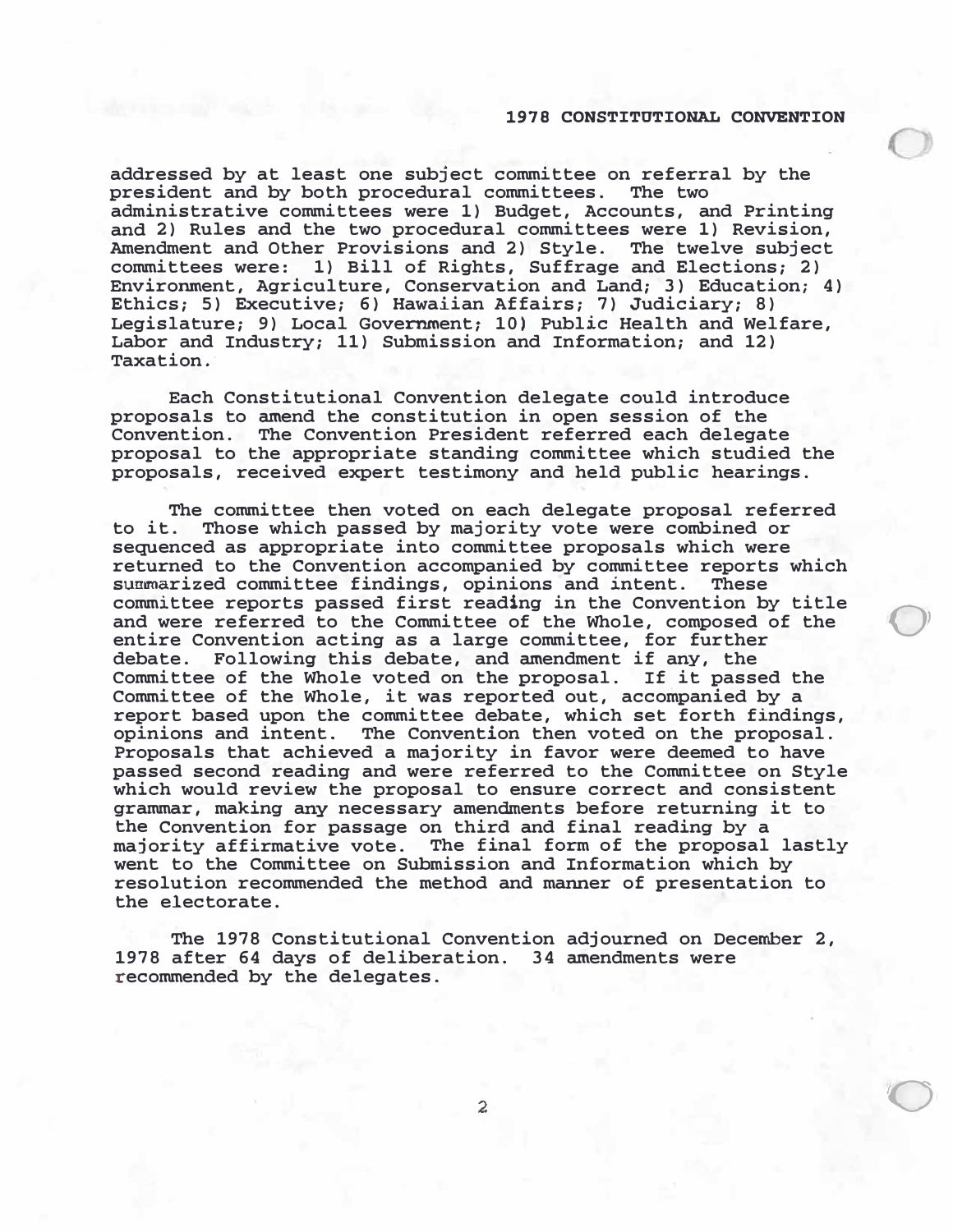addressed by at least one subject committee on referral by the president and by both procedural committees. The two administrative committees were 1) Budget, Accounts, and Printing and 2) Rules and the two procedural committees were 1) Revision, Amendment and Other Provisions and 2) Style. The twelve subject committees were: 1) Bill of Rights, Suffrage and Elections; 2) Environment, Agriculture, Conservation and Land; 3) Education; 4) Ethics; 5) Executive; 6) Hawaiian Affairs; 7) Judiciary; 8) Legislature; 9) Local Government; 10) Public Health and Welfare, Labor and Industry; 11) Submission and Information; and 12) Taxation.

Each Constitutional Convention delegate could introduce proposals to amend the constitution in open session of the Convention. The Convention President referred each delegate proposal to the appropriate standing committee which studied the proposals, received expert testimony and held public hearings.

The committee then voted on each delegate proposal referred to it. Those which passed by majority vote were combined or sequenced as appropriate into committee proposals which were returned to the Convention accompanied by committee reports which summarized committee findings, opinions and intent. These committee reports passed first reading in the Convention by title and were referred to the Committee of the Whole, composed of the entire Convention acting as a large committee, for further debate. Following this debate, and amendment if any, the Committee of the Whole voted on the proposal. If it passed the Committee of the Whole, it was reported out, accompanied by a report based upon the committee debate, which set forth findings, opinions and intent. The Convention then voted on the proposal. Proposals that achieved a majority in favor were deemed to have passed second reading and were referred to the Committee on Style which would review the proposal to ensure correct and consistent grammar, making any necessary amendments before returning it to the Convention for passage on third and final reading by a majority affirmative vote. The final form of the proposal lastly went to the Committee on Submission and Information which by resolution recommended the method and manner of presentation to the electorate.

The 1978 Constitutional Convention adjourned on December 2, 1978 after 64 days of deliberation. 34 amendments were recommended by the delegates.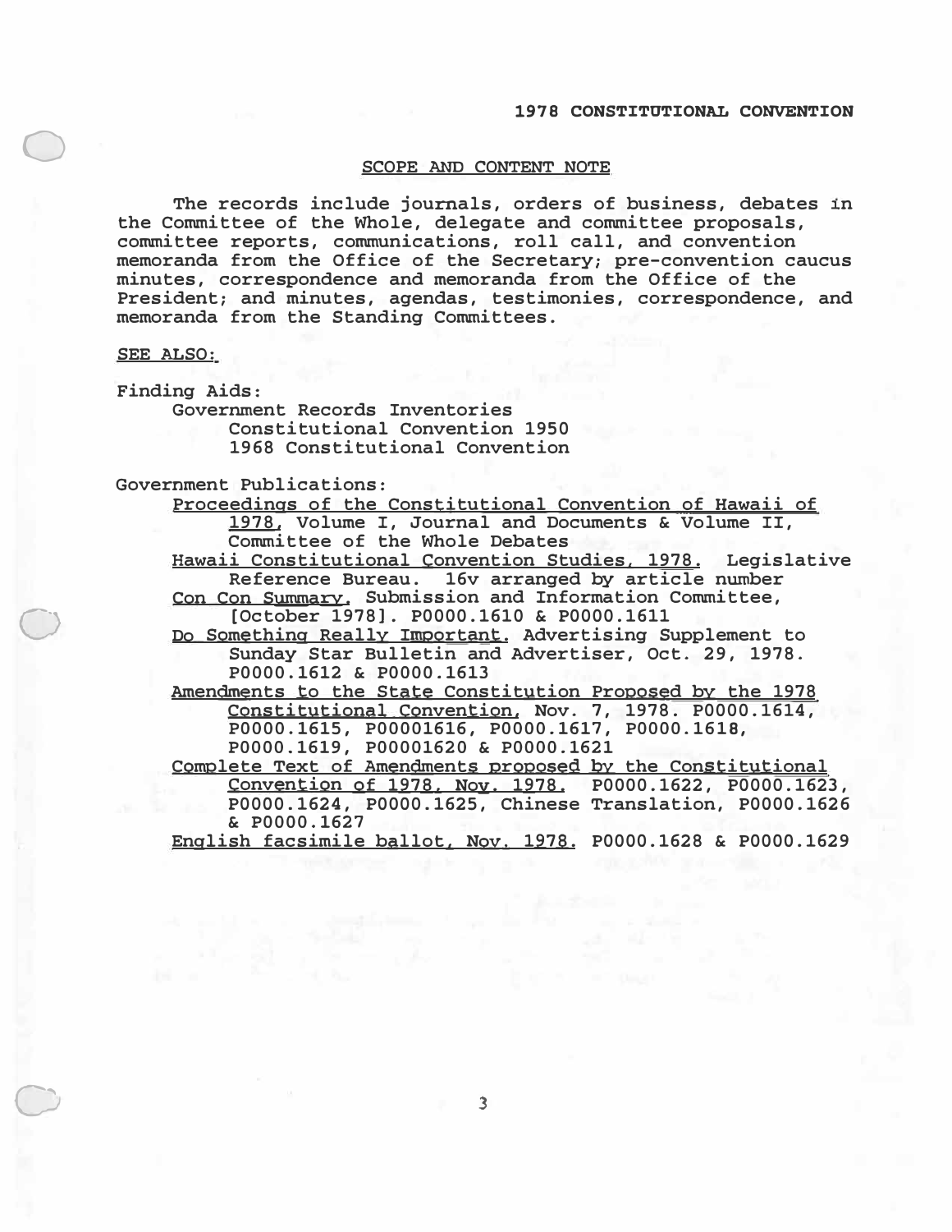# 1978 CONSTITUTIONAL CONVENTION

## SCOPE AND CONTENT NOTE

The records include journals, orders of business, debates in the Committee of the Whole, delegate and committee proposals, committee reports, communications, roll call, and convention memoranda from the Office of the Secretary; pre-convention caucus minutes, correspondence and memoranda from the Office of the President; and minutes, agendas, testimonies, correspondence, and memoranda from the Standing Committees.

SEE ALSO:

Finding Aids:

- Government Records Inventories
  - Constitutional Convention 1950
  - 1968 Constitutional Convention

Government Publications:

- Proceedings of the Constitutional Convention of Hawaii of 1978, Volume I, Journal and Documents & Volume II, Committee of the Whole Debates
- Hawaii Constitutional Convention Studies, 1978. Legislative Reference Bureau. 16v arranged by article number
- Con Con Summary, Submission and Information Committee, [October 1978]. P0000.1610 & P0000.1611
- Do Something Really Important. Advertising Supplement to Sunday Star Bulletin and Advertiser, Oct. 29, 1978. P0000.1612 & P0000.1613
- Amendments to the State Constitution Proposed by the 1978 Constitutional Convention, Nov. 7, 1978. P0000.1614, P0000.1615, P00001616, P0000.1617, P0000.1618, P0000.1619, P00001620 & P0000.1621
- Complete Text of Amendments proposed by the Constitutional Convention of 1978, Nov. 1978. P0000.1622, P0000.1623, P0000.1624, P0000.1625, Chinese Translation, P0000.1626 & P0000.1627
- English facsimile ballot, Nov. 1978. P0000.1628 & P0000.1629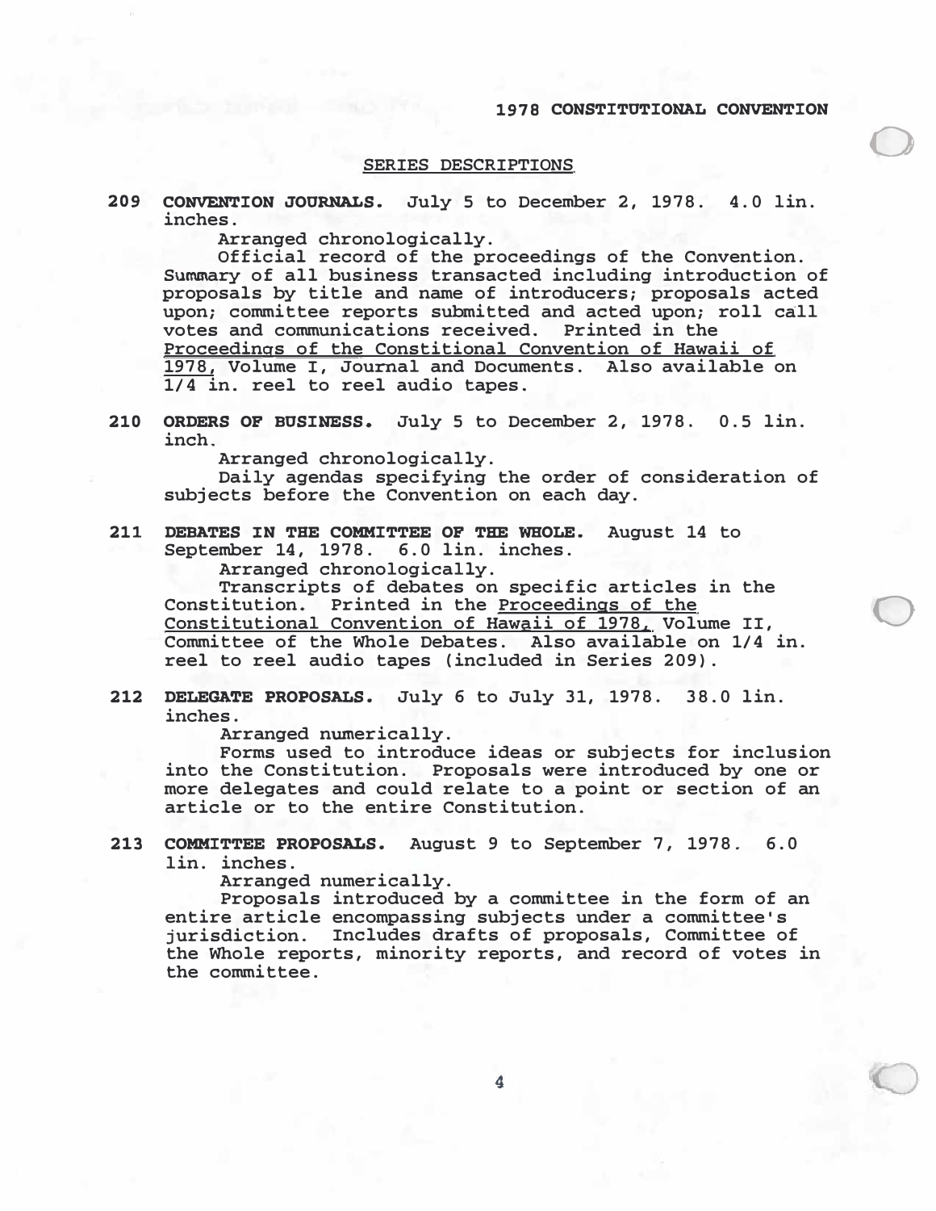## SERIES DESCRIPTIONS

**209 CONVENTION JOURNALS.** July 5 to December 2, 1978. 4.0 lin. inches.

Arranged chronologically.

Official record of the proceedings of the Convention. Summary of all business transacted including introduction of proposals by title and name of introducers; proposals acted upon; committee reports submitted and acted upon; roll call votes and communications received. Printed in the Proceedings of the Constitional Convention of Hawaii of 1978, Volume I, Journal and Documents. Also available on 1/4 in. reel to reel audio tapes.

**210 ORDERS OF BUSINESS.** July 5 to December 2, 1978. 0.5 lin. inch.

Arranged chronologically.

Daily agendas specifying the order of consideration of subjects before the Convention on each day.

**211 DEBATES IN THE COMMITTEE OF THE WHOLE.** August 14 to September 14, 1978. 6.0 lin. inches.

Arranged chronologically.

Transcripts of debates on specific articles in the Constitution. Printed in the Proceedings of the Constitutional Convention of Hawaii of 1978, Volume II, Committee of the Whole Debates. Also available on 1/4 in. reel to reel audio tapes (included in Series 209).

**212 DELEGATE PROPOSALS.** July 6 to July 31, 1978. 38.0 lin. inches.

Arranged numerically.

Forms used to introduce ideas or subjects for inclusion into the Constitution. Proposals were introduced by one or more delegates and could relate to a point or section of an article or to the entire Constitution.

**213 COMMITTEE PROPOSALS.** August 9 to September 7, 1978. 6.0 lin. inches.

Arranged numerically.

Proposals introduced by a committee in the form of an entire article encompassing subjects under a committee's jurisdiction. Includes drafts of proposals, Committee of the Whole reports, minority reports, and record of votes in the committee.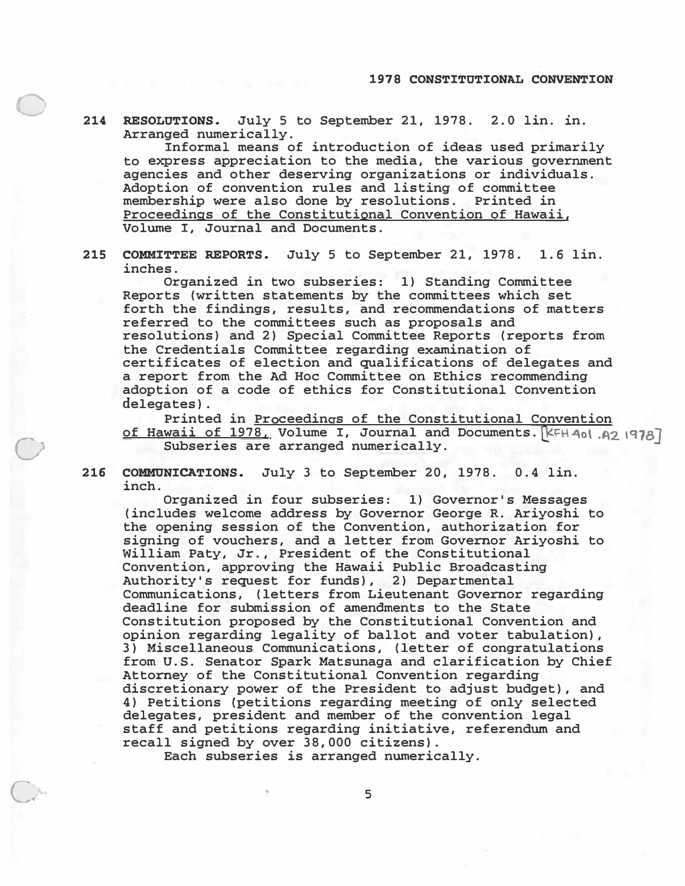**214 RESOLUTIONS.** July 5 to September 21, 1978. 2.0 lin. in. Arranged numerically.

Informal means of introduction of ideas used primarily to express appreciation to the media, the various government agencies and other deserving organizations or individuals. Adoption of convention rules and listing of committee membership were also done by resolutions. Printed in Proceedings of the Constitutional Convention of Hawaii, Volume I, Journal and Documents.

**215 COMMITTEE REPORTS.** July 5 to September 21, 1978. 1.6 lin. inches.

Organized in two subseries: 1) Standing Committee Reports (written statements by the committees which set forth the findings, results, and recommendations of matters referred to the committees such as proposals and resolutions) and 2) Special Committee Reports (reports from the Credentials Committee regarding examination of certificates of election and qualifications of delegates and a report from the Ad Hoc Committee on Ethics recommending adoption of a code of ethics for Constitutional Convention delegates).

Printed in Proceedings of the Constitutional Convention of Hawaii of 1978, Volume I, Journal and Documents. [KFH 401 .A2 1978]

Subseries are arranged numerically.

**216 COMMUNICATIONS.** July 3 to September 20, 1978. 0.4 lin. inch.

Organized in four subseries: 1) Governor's Messages (includes welcome address by Governor George R. Ariyoshi to the opening session of the Convention, authorization for signing of vouchers, and a letter from Governor Ariyoshi to William Paty, Jr., President of the Constitutional Convention, approving the Hawaii Public Broadcasting Authority's request for funds), 2) Departmental Communications, (letters from Lieutenant Governor regarding deadline for submission of amendments to the State Constitution proposed by the Constitutional Convention and opinion regarding legality of ballot and voter tabulation), 3) Miscellaneous Communications, (letter of congratulations from U.S. Senator Spark Matsunaga and clarification by Chief Attorney of the Constitutional Convention regarding discretionary power of the President to adjust budget), and 4) Petitions (petitions regarding meeting of only selected delegates, president and member of the convention legal staff and petitions regarding initiative, referendum and recall signed by over 38,000 citizens).

Each subseries is arranged numerically.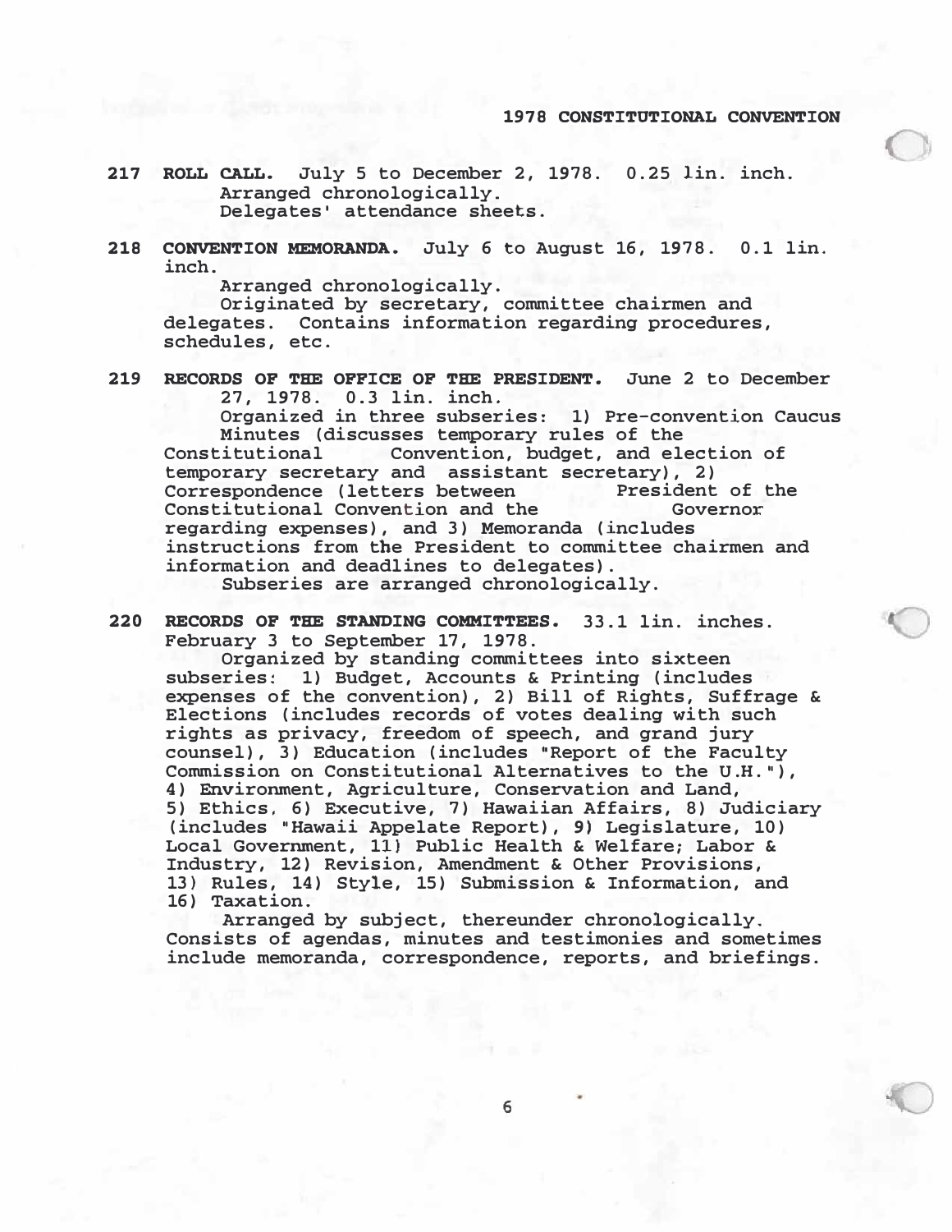## 1978 CONSTITUTIONAL CONVENTION

**217 ROLL CALL.** July 5 to December 2, 1978. 0.25 lin. inch.
Arranged chronologically.
Delegates' attendance sheets.

**218 CONVENTION MEMORANDA.** July 6 to August 16, 1978. 0.1 lin. inch.
Arranged chronologically.
Originated by secretary, committee chairmen and delegates. Contains information regarding procedures, schedules, etc.

**219 RECORDS OF THE OFFICE OF THE PRESIDENT.** June 2 to December 27, 1978. 0.3 lin. inch.
Organized in three subseries: 1) Pre-convention Caucus Minutes (discusses temporary rules of the Constitutional Convention, budget, and election of temporary secretary and assistant secretary), 2) Correspondence (letters between President of the Constitutional Convention and the Governor regarding expenses), and 3) Memoranda (includes instructions from the President to committee chairmen and information and deadlines to delegates).
Subseries are arranged chronologically.

**220 RECORDS OF THE STANDING COMMITTEES.** 33.1 lin. inches. February 3 to September 17, 1978.
Organized by standing committees into sixteen subseries: 1) Budget, Accounts & Printing (includes expenses of the convention), 2) Bill of Rights, Suffrage & Elections (includes records of votes dealing with such rights as privacy, freedom of speech, and grand jury counsel), 3) Education (includes "Report of the Faculty Commission on Constitutional Alternatives to the U.H."), 4) Environment, Agriculture, Conservation and Land, 5) Ethics, 6) Executive, 7) Hawaiian Affairs, 8) Judiciary (includes "Hawaii Appelate Report), 9) Legislature, 10) Local Government, 11) Public Health & Welfare; Labor & Industry, 12) Revision, Amendment & Other Provisions, 13) Rules, 14) Style, 15) Submission & Information, and 16) Taxation.
Arranged by subject, thereunder chronologically. Consists of agendas, minutes and testimonies and sometimes include memoranda, correspondence, reports, and briefings.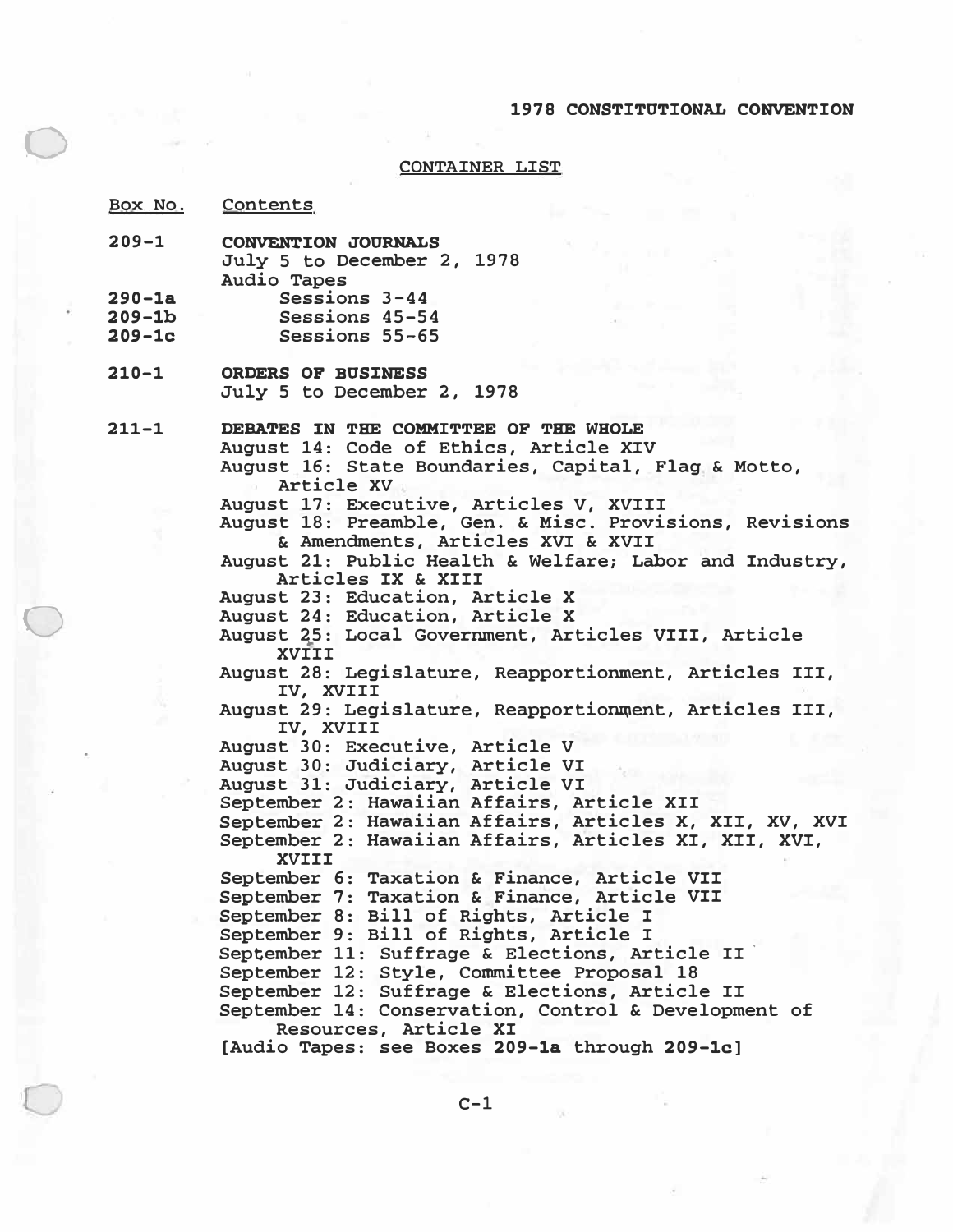**1978 CONSTITUTIONAL CONVENTION**

## CONTAINER LIST

| Box No. | Contents |
|---|---|
| **209-1** | **CONVENTION JOURNALS** |
| | July 5 to December 2, 1978 |
| | Audio Tapes |
| **290-1a** | Sessions 3-44 |
| **209-1b** | Sessions 45-54 |
| **209-1c** | Sessions 55-65 |
| **210-1** | **ORDERS OF BUSINESS** |
| | July 5 to December 2, 1978 |
| **211-1** | **DEBATES IN THE COMMITTEE OF THE WHOLE** |
| | August 14: Code of Ethics, Article XIV |
| | August 16: State Boundaries, Capital, Flag & Motto, Article XV |
| | August 17: Executive, Articles V, XVIII |
| | August 18: Preamble, Gen. & Misc. Provisions, Revisions & Amendments, Articles XVI & XVII |
| | August 21: Public Health & Welfare; Labor and Industry, Articles IX & XIII |
| | August 23: Education, Article X |
| | August 24: Education, Article X |
| | August 25: Local Government, Articles VIII, Article XVIII |
| | August 28: Legislature, Reapportionment, Articles III, IV, XVIII |
| | August 29: Legislature, Reapportionment, Articles III, IV, XVIII |
| | August 30: Executive, Article V |
| | August 30: Judiciary, Article VI |
| | August 31: Judiciary, Article VI |
| | September 2: Hawaiian Affairs, Article XII |
| | September 2: Hawaiian Affairs, Articles X, XII, XV, XVI |
| | September 2: Hawaiian Affairs, Articles XI, XII, XVI, XVIII |
| | September 6: Taxation & Finance, Article VII |
| | September 7: Taxation & Finance, Article VII |
| | September 8: Bill of Rights, Article I |
| | September 9: Bill of Rights, Article I |
| | September 11: Suffrage & Elections, Article II |
| | September 12: Style, Committee Proposal 18 |
| | September 12: Suffrage & Elections, Article II |
| | September 14: Conservation, Control & Development of Resources, Article XI |
| | [Audio Tapes: see Boxes **209-1a** through **209-1c**] |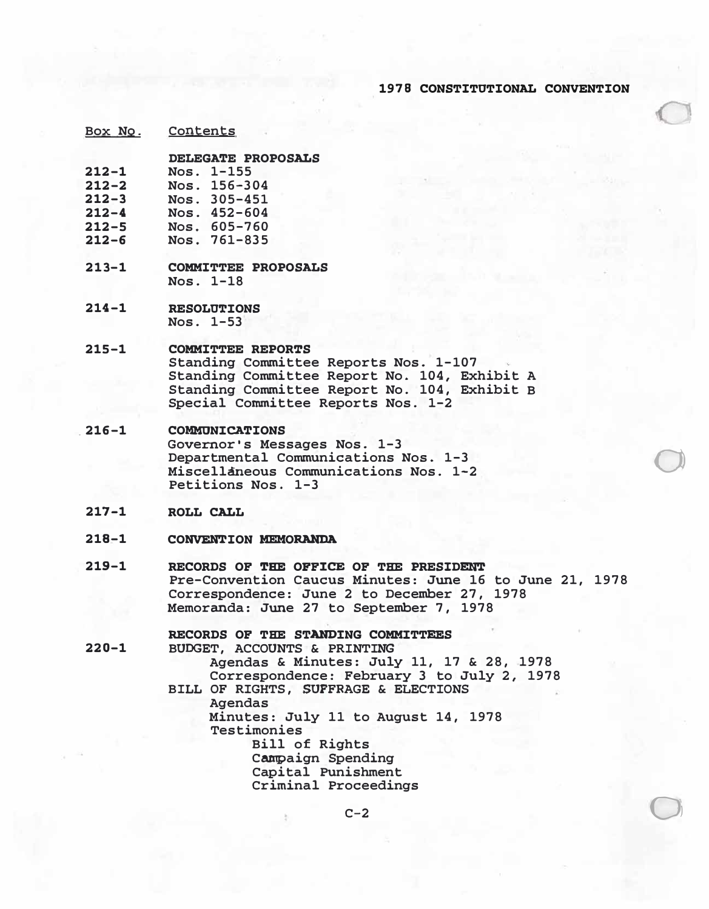## 1978 CONSTITUTIONAL CONVENTION

| Box No. | Contents |
|---|---|
| | **DELEGATE PROPOSALS** |
| 212-1 | Nos. 1-155 |
| 212-2 | Nos. 156-304 |
| 212-3 | Nos. 305-451 |
| 212-4 | Nos. 452-604 |
| 212-5 | Nos. 605-760 |
| 212-6 | Nos. 761-835 |
| 213-1 | **COMMITTEE PROPOSALS**<br>Nos. 1-18 |
| 214-1 | **RESOLUTIONS**<br>Nos. 1-53 |
| 215-1 | **COMMITTEE REPORTS**<br>Standing Committee Reports Nos. 1-107<br>Standing Committee Report No. 104, Exhibit A<br>Standing Committee Report No. 104, Exhibit B<br>Special Committee Reports Nos. 1-2 |
| 216-1 | **COMMUNICATIONS**<br>Governor's Messages Nos. 1-3<br>Departmental Communications Nos. 1-3<br>Miscellaneous Communications Nos. 1-2<br>Petitions Nos. 1-3 |
| 217-1 | **ROLL CALL** |
| 218-1 | **CONVENTION MEMORANDA** |
| 219-1 | **RECORDS OF THE OFFICE OF THE PRESIDENT**<br>Pre-Convention Caucus Minutes: June 16 to June 21, 1978<br>Correspondence: June 2 to December 27, 1978<br>Memoranda: June 27 to September 7, 1978 |
| | **RECORDS OF THE STANDING COMMITTEES** |
| 220-1 | BUDGET, ACCOUNTS & PRINTING<br>Agendas & Minutes: July 11, 17 & 28, 1978<br>Correspondence: February 3 to July 2, 1978<br>BILL OF RIGHTS, SUFFRAGE & ELECTIONS<br>Agendas<br>Minutes: July 11 to August 14, 1978<br>Testimonies<br>Bill of Rights<br>Campaign Spending<br>Capital Punishment<br>Criminal Proceedings |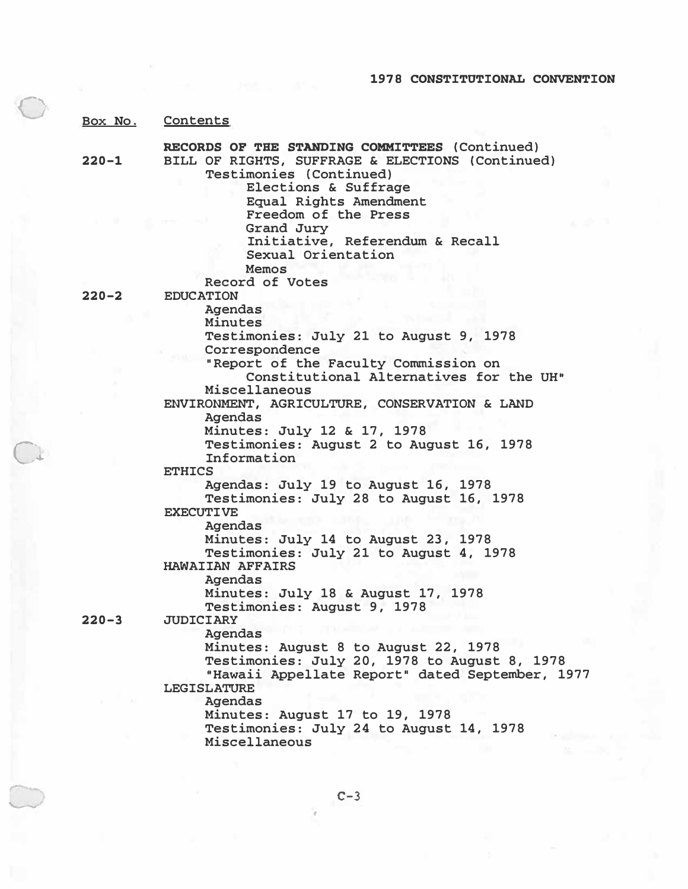## 1978 CONSTITUTIONAL CONVENTION

| Box No. | Contents |
|---|---|
| | **RECORDS OF THE STANDING COMMITTEES** (Continued) |
| 220-1 | BILL OF RIGHTS, SUFFRAGE & ELECTIONS (Continued) |
| | Testimonies (Continued) |
| | Elections & Suffrage |
| | Equal Rights Amendment |
| | Freedom of the Press |
| | Grand Jury |
| | Initiative, Referendum & Recall |
| | Sexual Orientation |
| | Memos |
| | Record of Votes |
| 220-2 | EDUCATION |
| | Agendas |
| | Minutes |
| | Testimonies: July 21 to August 9, 1978 |
| | Correspondence |
| | "Report of the Faculty Commission on Constitutional Alternatives for the UH" |
| | Miscellaneous |
| | ENVIRONMENT, AGRICULTURE, CONSERVATION & LAND |
| | Agendas |
| | Minutes: July 12 & 17, 1978 |
| | Testimonies: August 2 to August 16, 1978 |
| | Information |
| | ETHICS |
| | Agendas: July 19 to August 16, 1978 |
| | Testimonies: July 28 to August 16, 1978 |
| | EXECUTIVE |
| | Agendas |
| | Minutes: July 14 to August 23, 1978 |
| | Testimonies: July 21 to August 4, 1978 |
| | HAWAIIAN AFFAIRS |
| | Agendas |
| | Minutes: July 18 & August 17, 1978 |
| | Testimonies: August 9, 1978 |
| 220-3 | JUDICIARY |
| | Agendas |
| | Minutes: August 8 to August 22, 1978 |
| | Testimonies: July 20, 1978 to August 8, 1978 |
| | "Hawaii Appellate Report" dated September, 1977 |
| | LEGISLATURE |
| | Agendas |
| | Minutes: August 17 to 19, 1978 |
| | Testimonies: July 24 to August 14, 1978 |
| | Miscellaneous |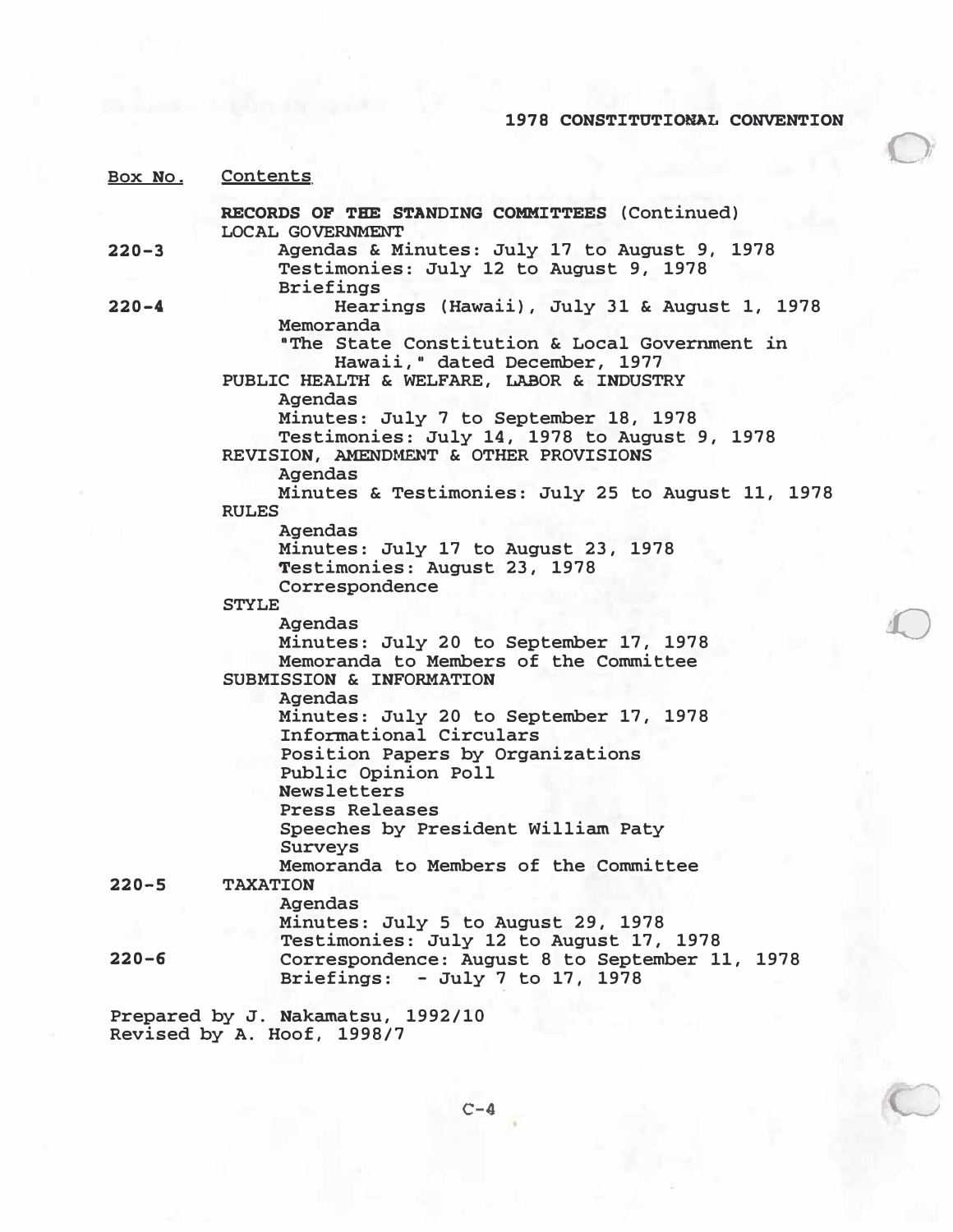# 1978 CONSTITUTIONAL CONVENTION

| Box No. | Contents |
|---|---|
| | **RECORDS OF THE STANDING COMMITTEES** (Continued) |
| | LOCAL GOVERNMENT |
| **220-3** | Agendas & Minutes: July 17 to August 9, 1978 |
| | Testimonies: July 12 to August 9, 1978 |
| | Briefings |
| **220-4** | Hearings (Hawaii), July 31 & August 1, 1978 |
| | Memoranda |
| | "The State Constitution & Local Government in Hawaii," dated December, 1977 |
| | PUBLIC HEALTH & WELFARE, LABOR & INDUSTRY |
| | Agendas |
| | Minutes: July 7 to September 18, 1978 |
| | Testimonies: July 14, 1978 to August 9, 1978 |
| | REVISION, AMENDMENT & OTHER PROVISIONS |
| | Agendas |
| | Minutes & Testimonies: July 25 to August 11, 1978 |
| | RULES |
| | Agendas |
| | Minutes: July 17 to August 23, 1978 |
| | Testimonies: August 23, 1978 |
| | Correspondence |
| | STYLE |
| | Agendas |
| | Minutes: July 20 to September 17, 1978 |
| | Memoranda to Members of the Committee |
| | SUBMISSION & INFORMATION |
| | Agendas |
| | Minutes: July 20 to September 17, 1978 |
| | Informational Circulars |
| | Position Papers by Organizations |
| | Public Opinion Poll |
| | Newsletters |
| | Press Releases |
| | Speeches by President William Paty |
| | Surveys |
| | Memoranda to Members of the Committee |
| **220-5** | TAXATION |
| | Agendas |
| | Minutes: July 5 to August 29, 1978 |
| | Testimonies: July 12 to August 17, 1978 |
| **220-6** | Correspondence: August 8 to September 11, 1978 |
| | Briefings: - July 7 to 17, 1978 |

Prepared by J. Nakamatsu, 1992/10
Revised by A. Hoof, 1998/7